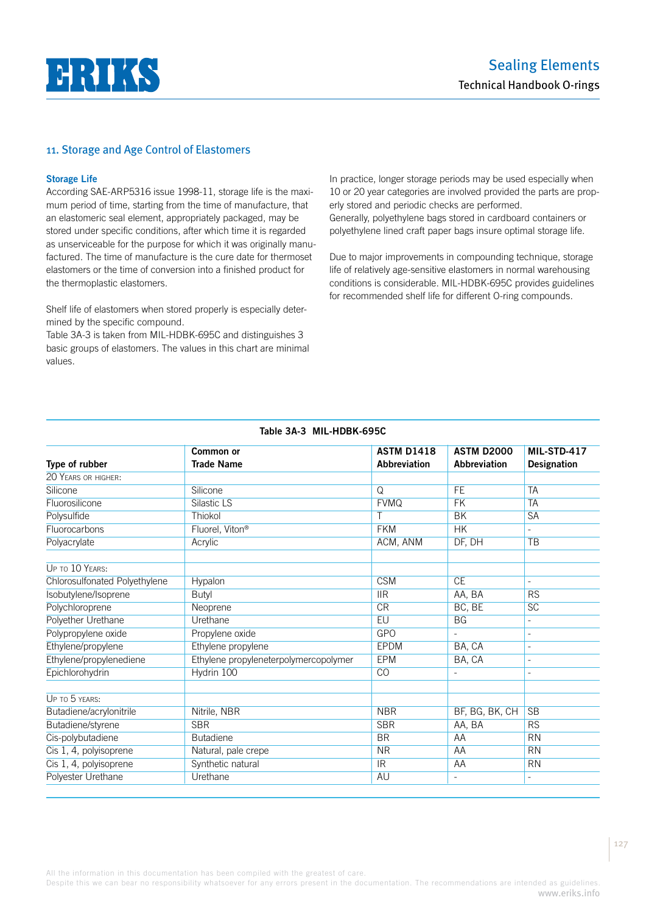## 11. Storage and Age Control of Elastomers

**Storage Life**

According SAE-ARP5316 issue 1998-11, storage life is the maximum period of time, starting from the time of manufacture, that an elastomeric seal element, appropriately packaged, may be stored under specific conditions, after which time it is regarded as unserviceable for the purpose for which it was originally manufactured. The time of manufacture is the cure date for thermoset elastomers or the time of conversion into a finished product for the thermoplastic elastomers.

Shelf life of elastomers when stored properly is especially determined by the specific compound.
Table 3A-3 is taken from MIL-HDBK-695C and distinguishes 3 basic groups of elastomers. The values in this chart are minimal values.

In practice, longer storage periods may be used especially when 10 or 20 year categories are involved provided the parts are properly stored and periodic checks are performed.
Generally, polyethylene bags stored in cardboard containers or polyethylene lined craft paper bags insure optimal storage life.

Due to major improvements in compounding technique, storage life of relatively age-sensitive elastomers in normal warehousing conditions is considerable. MIL-HDBK-695C provides guidelines for recommended shelf life for different O-ring compounds.

**Table 3A-3 MIL-HDBK-695C**

| Type of rubber | Common or Trade Name | ASTM D1418 Abbreviation | ASTM D2000 Abbreviation | MIL-STD-417 Designation |
|---|---|---|---|---|
| 20 Years or higher: | | | | |
| Silicone | Silicone | Q | FE | TA |
| Fluorosilicone | Silastic LS | FVMQ | FK | TA |
| Polysulfide | Thiokol | T | BK | SA |
| Fluorocarbons | Fluorel, Viton® | FKM | HK | - |
| Polyacrylate | Acrylic | ACM, ANM | DF, DH | TB |
| | | | | |
| Up to 10 Years: | | | | |
| Chlorosulfonated Polyethylene | Hypalon | CSM | CE | - |
| Isobutylene/Isoprene | Butyl | IIR | AA, BA | RS |
| Polychloroprene | Neoprene | CR | BC, BE | SC |
| Polyether Urethane | Urethane | EU | BG | - |
| Polypropylene oxide | Propylene oxide | GPO | - | - |
| Ethylene/propylene | Ethylene propylene | EPDM | BA, CA | - |
| Ethylene/propylenediene | Ethylene propyleneterpolymercopolymer | EPM | BA, CA | - |
| Epichlorohydrin | Hydrin 100 | CO | - | - |
| | | | | |
| Up to 5 years: | | | | |
| Butadiene/acrylonitrile | Nitrile, NBR | NBR | BF, BG, BK, CH | SB |
| Butadiene/styrene | SBR | SBR | AA, BA | RS |
| Cis-polybutadiene | Butadiene | BR | AA | RN |
| Cis 1, 4, polyisoprene | Natural, pale crepe | NR | AA | RN |
| Cis 1, 4, polyisoprene | Synthetic natural | IR | AA | RN |
| Polyester Urethane | Urethane | AU | - | - |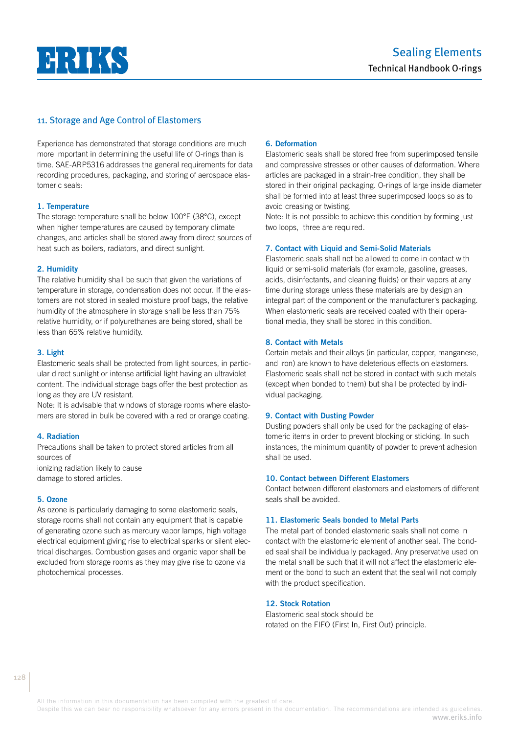## 11. Storage and Age Control of Elastomers

Experience has demonstrated that storage conditions are much more important in determining the useful life of O-rings than is time. SAE-ARP5316 addresses the general requirements for data recording procedures, packaging, and storing of aerospace elastomeric seals:

### 1. Temperature

The storage temperature shall be below 100°F (38°C), except when higher temperatures are caused by temporary climate changes, and articles shall be stored away from direct sources of heat such as boilers, radiators, and direct sunlight.

### 2. Humidity

The relative humidity shall be such that given the variations of temperature in storage, condensation does not occur. If the elastomers are not stored in sealed moisture proof bags, the relative humidity of the atmosphere in storage shall be less than 75% relative humidity, or if polyurethanes are being stored, shall be less than 65% relative humidity.

### 3. Light

Elastomeric seals shall be protected from light sources, in particular direct sunlight or intense artificial light having an ultraviolet content. The individual storage bags offer the best protection as long as they are UV resistant.

Note: It is advisable that windows of storage rooms where elastomers are stored in bulk be covered with a red or orange coating.

### 4. Radiation

Precautions shall be taken to protect stored articles from all sources of ionizing radiation likely to cause damage to stored articles.

### 5. Ozone

As ozone is particularly damaging to some elastomeric seals, storage rooms shall not contain any equipment that is capable of generating ozone such as mercury vapor lamps, high voltage electrical equipment giving rise to electrical sparks or silent electrical discharges. Combustion gases and organic vapor shall be excluded from storage rooms as they may give rise to ozone via photochemical processes.

### 6. Deformation

Elastomeric seals shall be stored free from superimposed tensile and compressive stresses or other causes of deformation. Where articles are packaged in a strain-free condition, they shall be stored in their original packaging. O-rings of large inside diameter shall be formed into at least three superimposed loops so as to avoid creasing or twisting.

Note: It is not possible to achieve this condition by forming just two loops, three are required.

### 7. Contact with Liquid and Semi-Solid Materials

Elastomeric seals shall not be allowed to come in contact with liquid or semi-solid materials (for example, gasoline, greases, acids, disinfectants, and cleaning fluids) or their vapors at any time during storage unless these materials are by design an integral part of the component or the manufacturer's packaging. When elastomeric seals are received coated with their operational media, they shall be stored in this condition.

### 8. Contact with Metals

Certain metals and their alloys (in particular, copper, manganese, and iron) are known to have deleterious effects on elastomers. Elastomeric seals shall not be stored in contact with such metals (except when bonded to them) but shall be protected by individual packaging.

### 9. Contact with Dusting Powder

Dusting powders shall only be used for the packaging of elastomeric items in order to prevent blocking or sticking. In such instances, the minimum quantity of powder to prevent adhesion shall be used.

### 10. Contact between Different Elastomers

Contact between different elastomers and elastomers of different seals shall be avoided.

### 11. Elastomeric Seals bonded to Metal Parts

The metal part of bonded elastomeric seals shall not come in contact with the elastomeric element of another seal. The bonded seal shall be individually packaged. Any preservative used on the metal shall be such that it will not affect the elastomeric element or the bond to such an extent that the seal will not comply with the product specification.

### 12. Stock Rotation

Elastomeric seal stock should be rotated on the FIFO (First In, First Out) principle.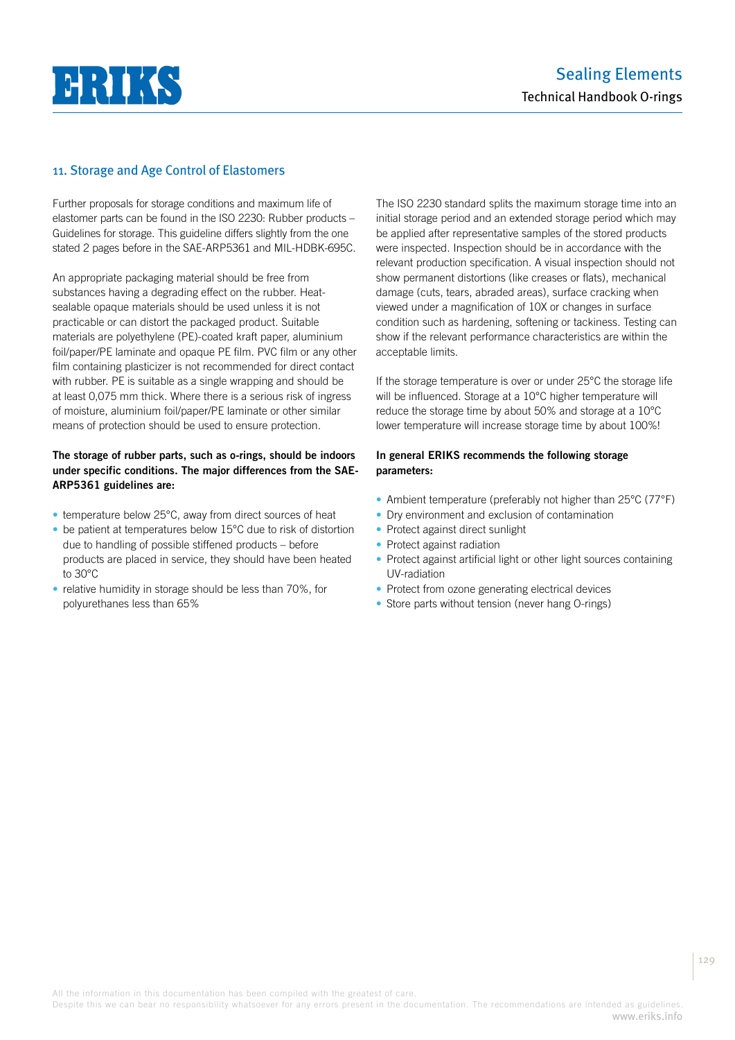## 11. Storage and Age Control of Elastomers

Further proposals for storage conditions and maximum life of elastomer parts can be found in the ISO 2230: Rubber products – Guidelines for storage. This guideline differs slightly from the one stated 2 pages before in the SAE-ARP5361 and MIL-HDBK-695C.

An appropriate packaging material should be free from substances having a degrading effect on the rubber. Heat-sealable opaque materials should be used unless it is not practicable or can distort the packaged product. Suitable materials are polyethylene (PE)-coated kraft paper, aluminium foil/paper/PE laminate and opaque PE film. PVC film or any other film containing plasticizer is not recommended for direct contact with rubber. PE is suitable as a single wrapping and should be at least 0,075 mm thick. Where there is a serious risk of ingress of moisture, aluminium foil/paper/PE laminate or other similar means of protection should be used to ensure protection.

**The storage of rubber parts, such as o-rings, should be indoors under specific conditions. The major differences from the SAE-ARP5361 guidelines are:**

- temperature below 25°C, away from direct sources of heat
- be patient at temperatures below 15°C due to risk of distortion due to handling of possible stiffened products – before products are placed in service, they should have been heated to 30°C
- relative humidity in storage should be less than 70%, for polyurethanes less than 65%

The ISO 2230 standard splits the maximum storage time into an initial storage period and an extended storage period which may be applied after representative samples of the stored products were inspected. Inspection should be in accordance with the relevant production specification. A visual inspection should not show permanent distortions (like creases or flats), mechanical damage (cuts, tears, abraded areas), surface cracking when viewed under a magnification of 10X or changes in surface condition such as hardening, softening or tackiness. Testing can show if the relevant performance characteristics are within the acceptable limits.

If the storage temperature is over or under 25°C the storage life will be influenced. Storage at a 10°C higher temperature will reduce the storage time by about 50% and storage at a 10°C lower temperature will increase storage time by about 100%!

**In general ERIKS recommends the following storage parameters:**

- Ambient temperature (preferably not higher than 25°C (77°F)
- Dry environment and exclusion of contamination
- Protect against direct sunlight
- Protect against radiation
- Protect against artificial light or other light sources containing UV-radiation
- Protect from ozone generating electrical devices
- Store parts without tension (never hang O-rings)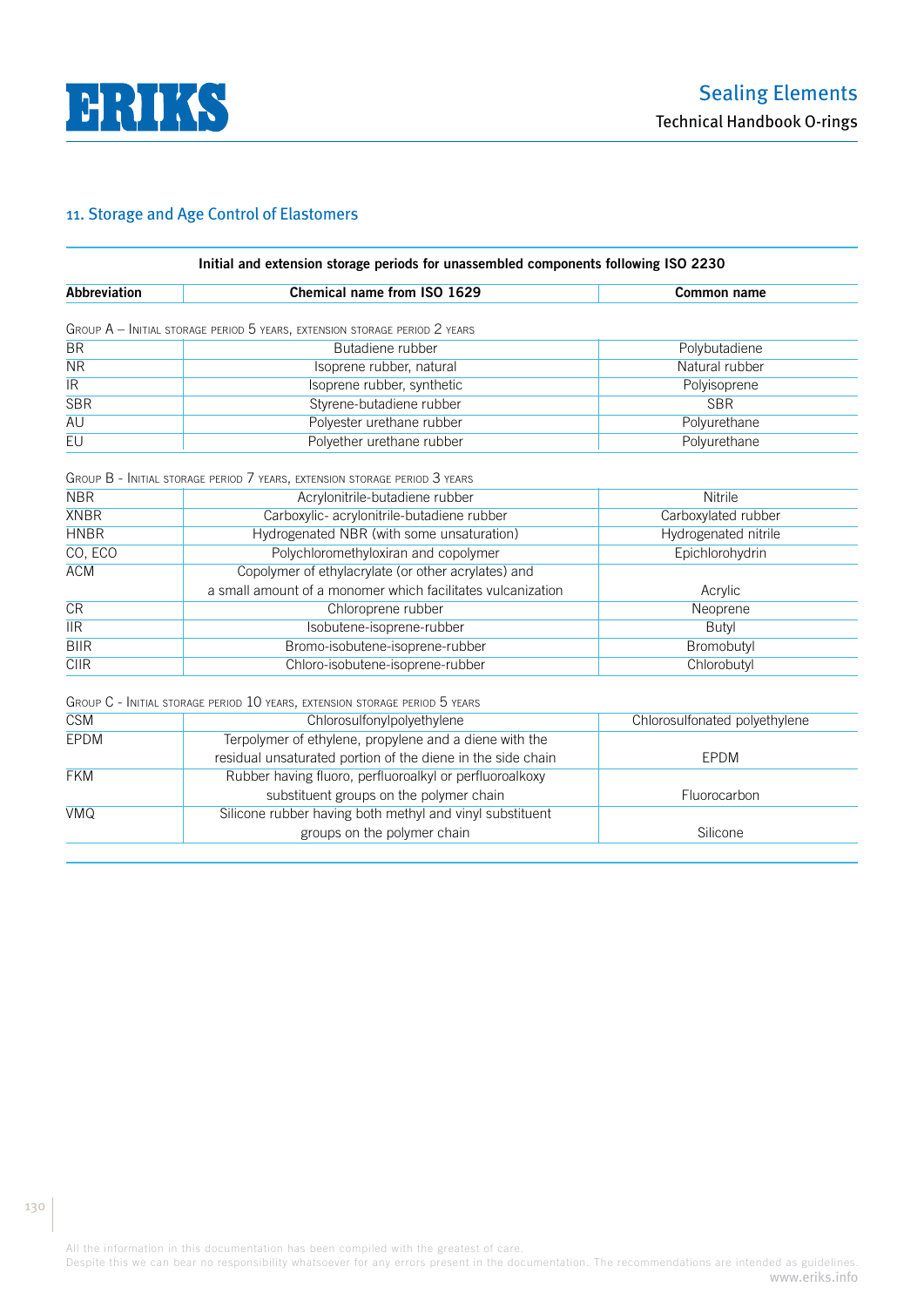## 11. Storage and Age Control of Elastomers

**Initial and extension storage periods for unassembled components following ISO 2230**

| Abbreviation | Chemical name from ISO 1629 | Common name |
|---|---|---|
| **Group A – Initial storage period 5 years, extension storage period 2 years** | | |
| BR | Butadiene rubber | Polybutadiene |
| NR | Isoprene rubber, natural | Natural rubber |
| IR | Isoprene rubber, synthetic | Polyisoprene |
| SBR | Styrene-butadiene rubber | SBR |
| AU | Polyester urethane rubber | Polyurethane |
| EU | Polyether urethane rubber | Polyurethane |
| **Group B - Initial storage period 7 years, extension storage period 3 years** | | |
| NBR | Acrylonitrile-butadiene rubber | Nitrile |
| XNBR | Carboxylic- acrylonitrile-butadiene rubber | Carboxylated rubber |
| HNBR | Hydrogenated NBR (with some unsaturation) | Hydrogenated nitrile |
| CO, ECO | Polychloromethyloxiran and copolymer | Epichlorohydrin |
| ACM | Copolymer of ethylacrylate (or other acrylates) and a small amount of a monomer which facilitates vulcanization | Acrylic |
| CR | Chloroprene rubber | Neoprene |
| IIR | Isobutene-isoprene-rubber | Butyl |
| BIIR | Bromo-isobutene-isoprene-rubber | Bromobutyl |
| CIIR | Chloro-isobutene-isoprene-rubber | Chlorobutyl |
| **Group C - Initial storage period 10 years, extension storage period 5 years** | | |
| CSM | Chlorosulfonylpolyethylene | Chlorosulfonated polyethylene |
| EPDM | Terpolymer of ethylene, propylene and a diene with the residual unsaturated portion of the diene in the side chain | EPDM |
| FKM | Rubber having fluoro, perfluoroalkyl or perfluoroalkoxy substituent groups on the polymer chain | Fluorocarbon |
| VMQ | Silicone rubber having both methyl and vinyl substituent groups on the polymer chain | Silicone |

All the information in this documentation has been compiled with the greatest of care.
Despite this we can bear no responsibility whatsoever for any errors present in the documentation. The recommendations are intended as guidelines.